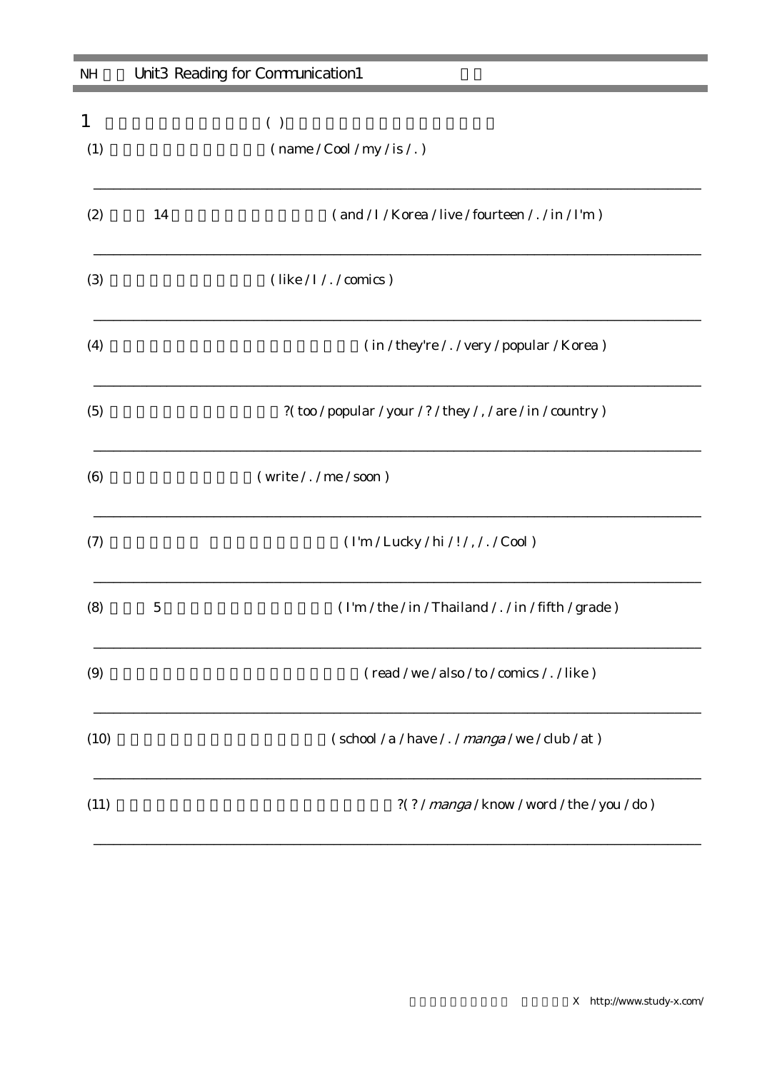NH Unit3 Reading for Communication1

1 ( )

(1) ( name / Cool / my / is / . )

______________________________________________

(2) 14 ( and / I / Korea / live / fourteen / . / in / I'm )

______________________________________________

(3) ( like / I / . / comics )

______________________________________________

(4) ( in / they're / . / very / popular / Korea )

______________________________________________

(5) ?( too / popular / your / ? / they / , / are / in / country )

______________________________________________

(6) ( write / . / me / soon )

______________________________________________

(7) ( I'm / Lucky / hi / ! / , / . / Cool )

______________________________________________

(8) 5 ( I'm / the / in / Thailand / . / in / fifth / grade )

______________________________________________

(9) ( read / we / also / to / comics / . / like )

______________________________________________

(10) ( school / a / have / . / *manga* / we / club / at )

______________________________________________

(11) ?( ? / *manga* / know / word / the / you / do )

______________________________________________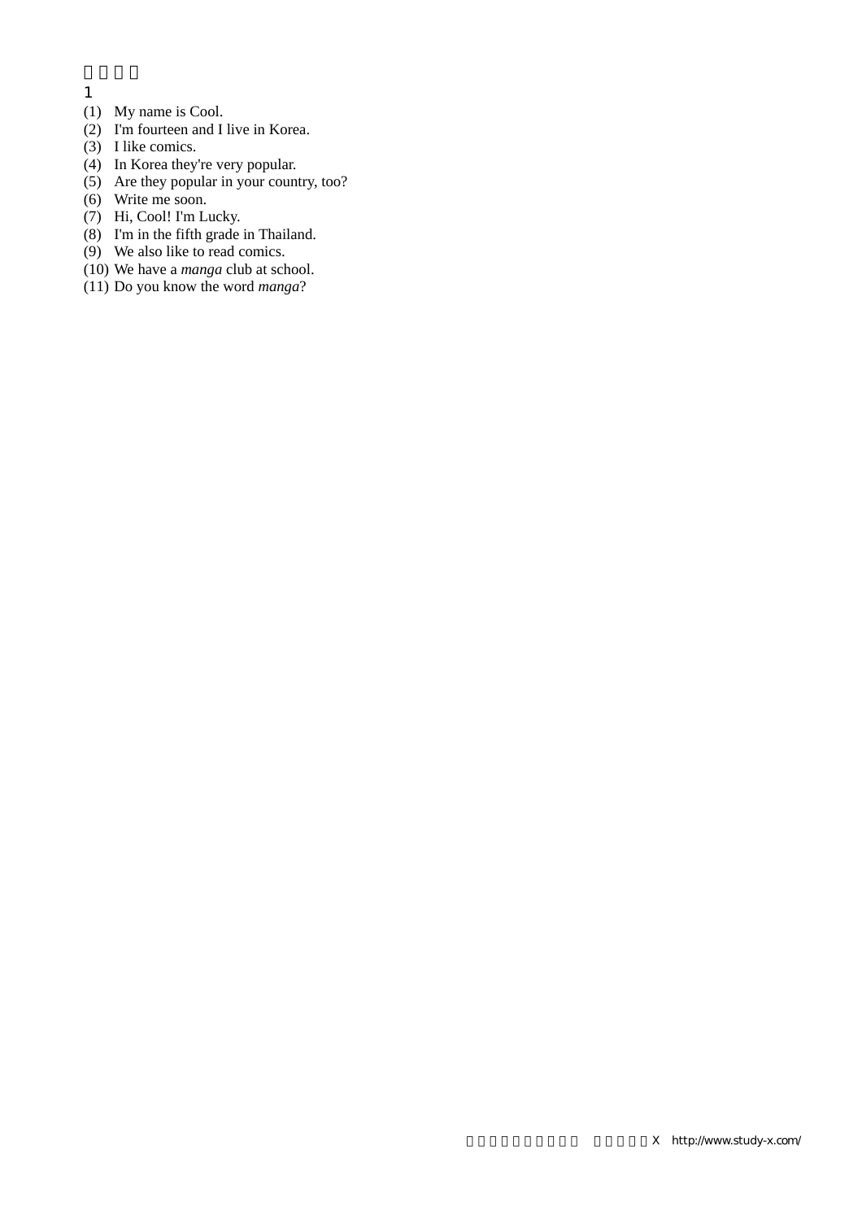1

(1) My name is Cool.
(2) I'm fourteen and I live in Korea.
(3) I like comics.
(4) In Korea they're very popular.
(5) Are they popular in your country, too?
(6) Write me soon.
(7) Hi, Cool! I'm Lucky.
(8) I'm in the fifth grade in Thailand.
(9) We also like to read comics.
(10) We have a *manga* club at school.
(11) Do you know the word *manga*?